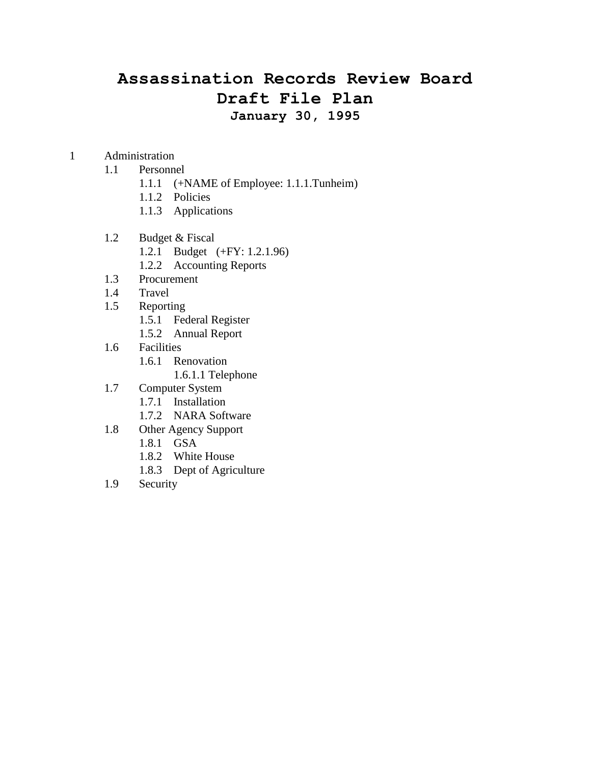# Assassination Records Review Board
# Draft File Plan
### January 30, 1995

- 1 Administration
  - 1.1 Personnel
    - 1.1.1 (+NAME of Employee: 1.1.1.Tunheim)
    - 1.1.2 Policies
    - 1.1.3 Applications
  - 1.2 Budget & Fiscal
    - 1.2.1 Budget (+FY: 1.2.1.96)
    - 1.2.2 Accounting Reports
  - 1.3 Procurement
  - 1.4 Travel
  - 1.5 Reporting
    - 1.5.1 Federal Register
    - 1.5.2 Annual Report
  - 1.6 Facilities
    - 1.6.1 Renovation
      - 1.6.1.1 Telephone
  - 1.7 Computer System
    - 1.7.1 Installation
    - 1.7.2 NARA Software
  - 1.8 Other Agency Support
    - 1.8.1 GSA
    - 1.8.2 White House
    - 1.8.3 Dept of Agriculture
  - 1.9 Security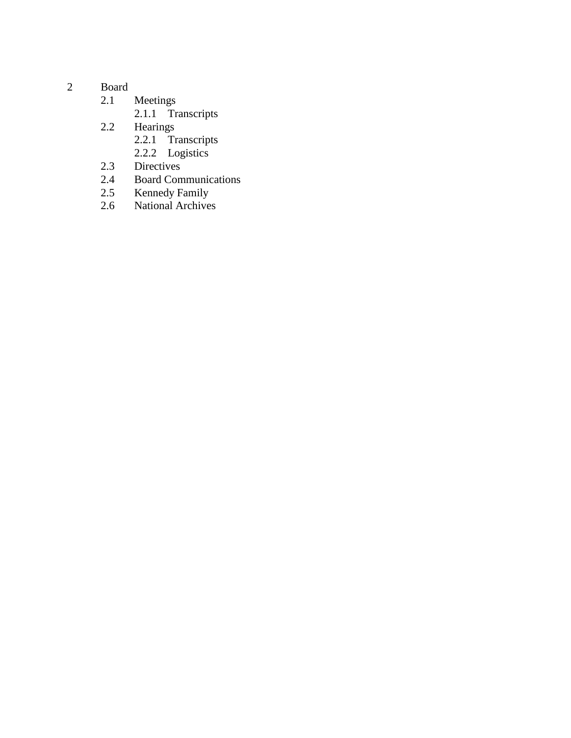2 Board
- 2.1 Meetings
  - 2.1.1 Transcripts
- 2.2 Hearings
  - 2.2.1 Transcripts
  - 2.2.2 Logistics
- 2.3 Directives
- 2.4 Board Communications
- 2.5 Kennedy Family
- 2.6 National Archives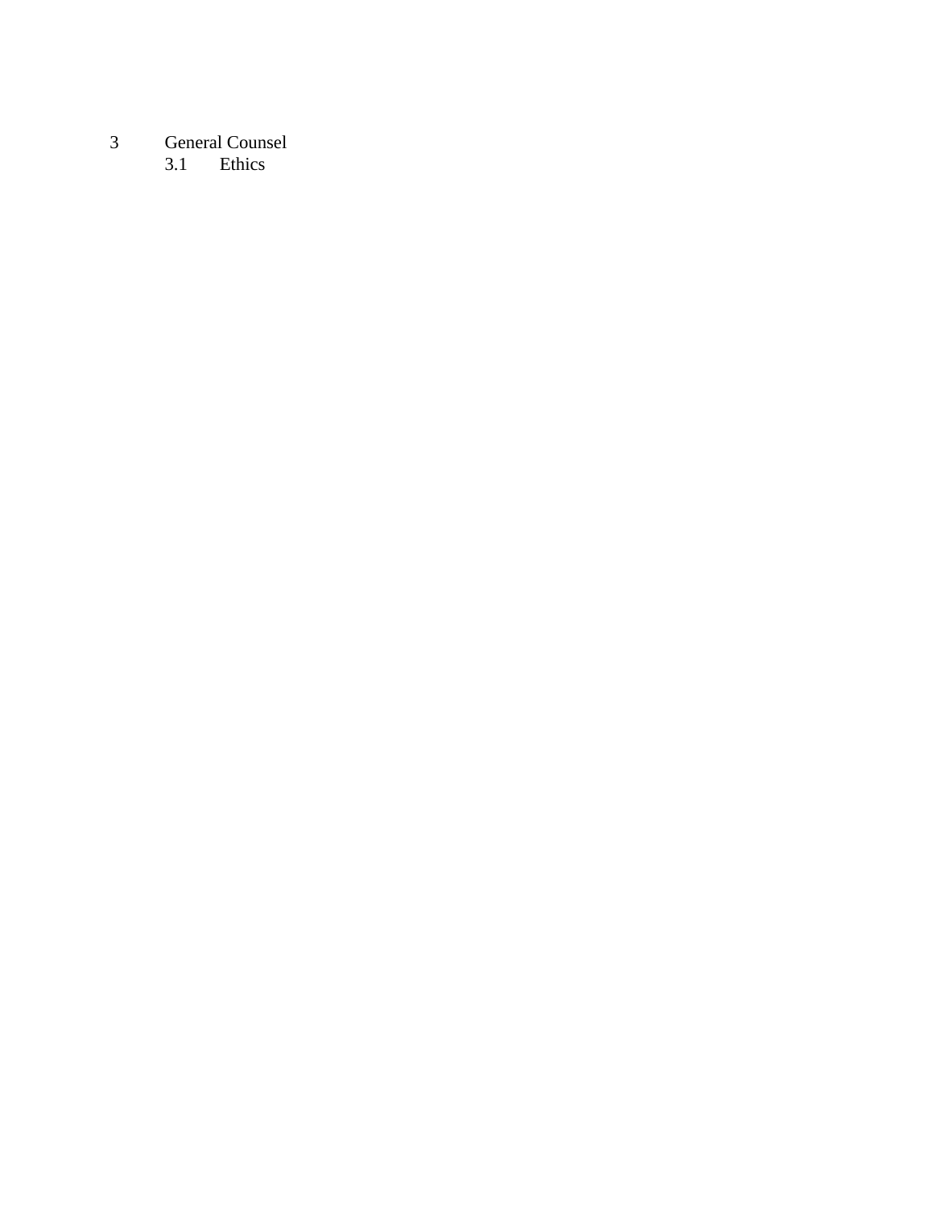# 3 General Counsel

## 3.1 Ethics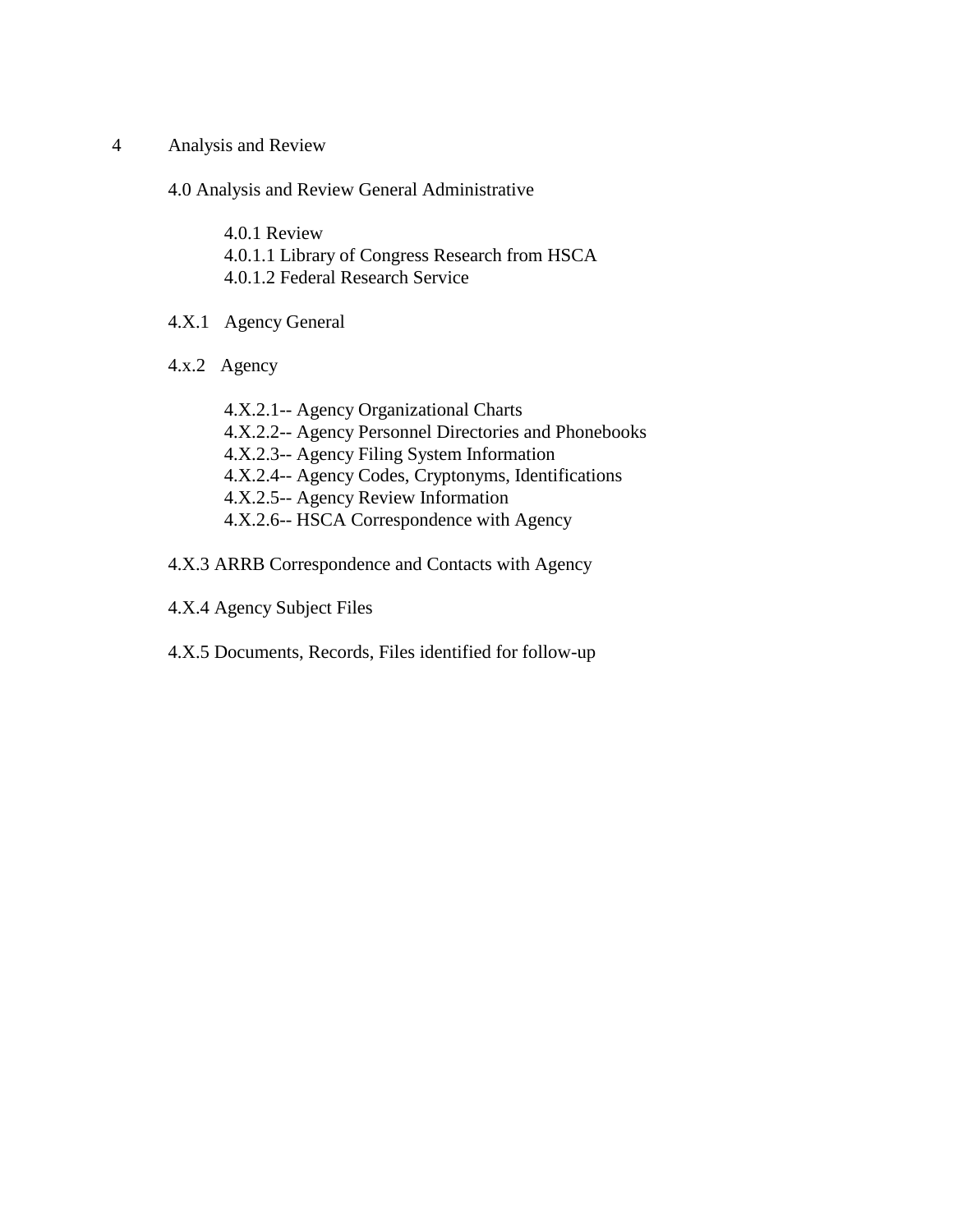# 4 Analysis and Review

## 4.0 Analysis and Review General Administrative

4.0.1 Review
4.0.1.1 Library of Congress Research from HSCA
4.0.1.2 Federal Research Service

## 4.X.1 Agency General

## 4.x.2 Agency

4.X.2.1-- Agency Organizational Charts
4.X.2.2-- Agency Personnel Directories and Phonebooks
4.X.2.3-- Agency Filing System Information
4.X.2.4-- Agency Codes, Cryptonyms, Identifications
4.X.2.5-- Agency Review Information
4.X.2.6-- HSCA Correspondence with Agency

## 4.X.3 ARRB Correspondence and Contacts with Agency

## 4.X.4 Agency Subject Files

## 4.X.5 Documents, Records, Files identified for follow-up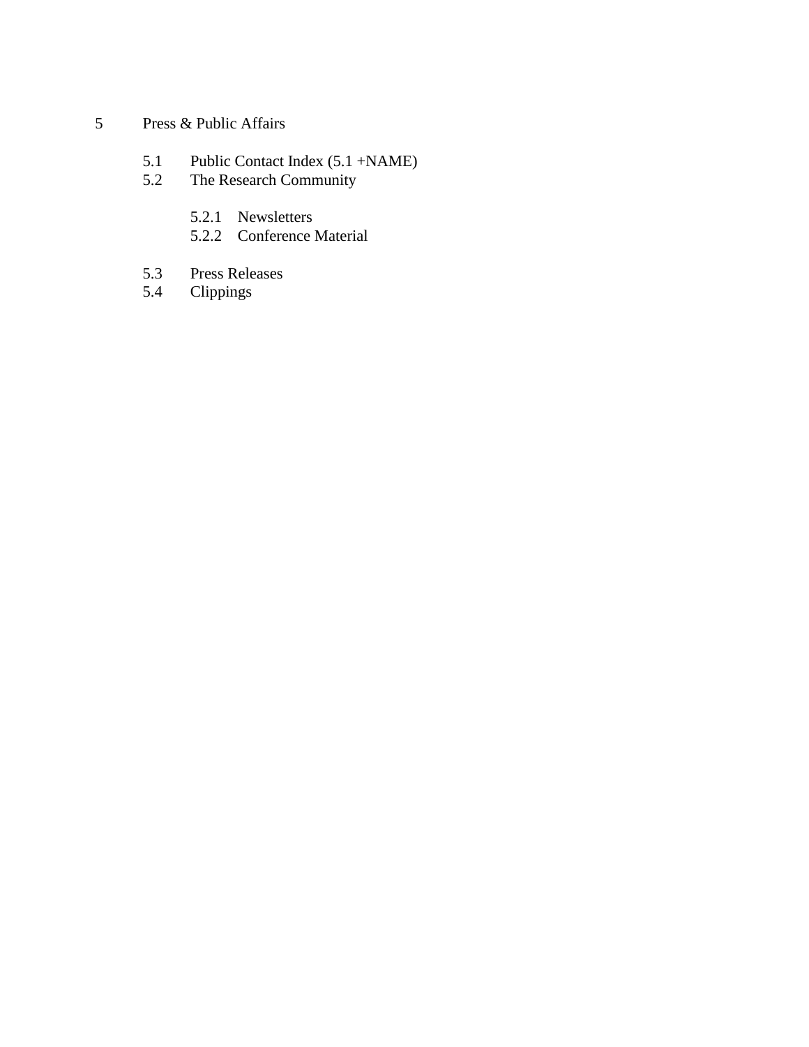# 5 Press & Public Affairs

- 5.1 Public Contact Index (5.1 +NAME)
- 5.2 The Research Community
  - 5.2.1 Newsletters
  - 5.2.2 Conference Material
- 5.3 Press Releases
- 5.4 Clippings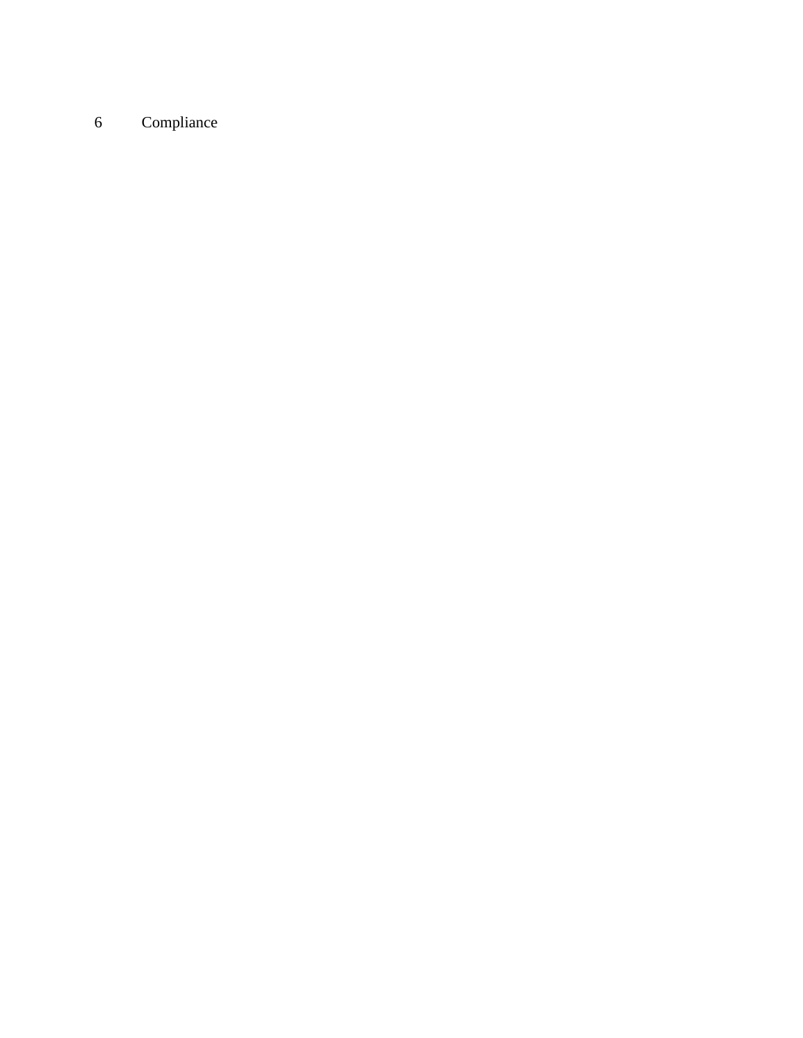# 6 Compliance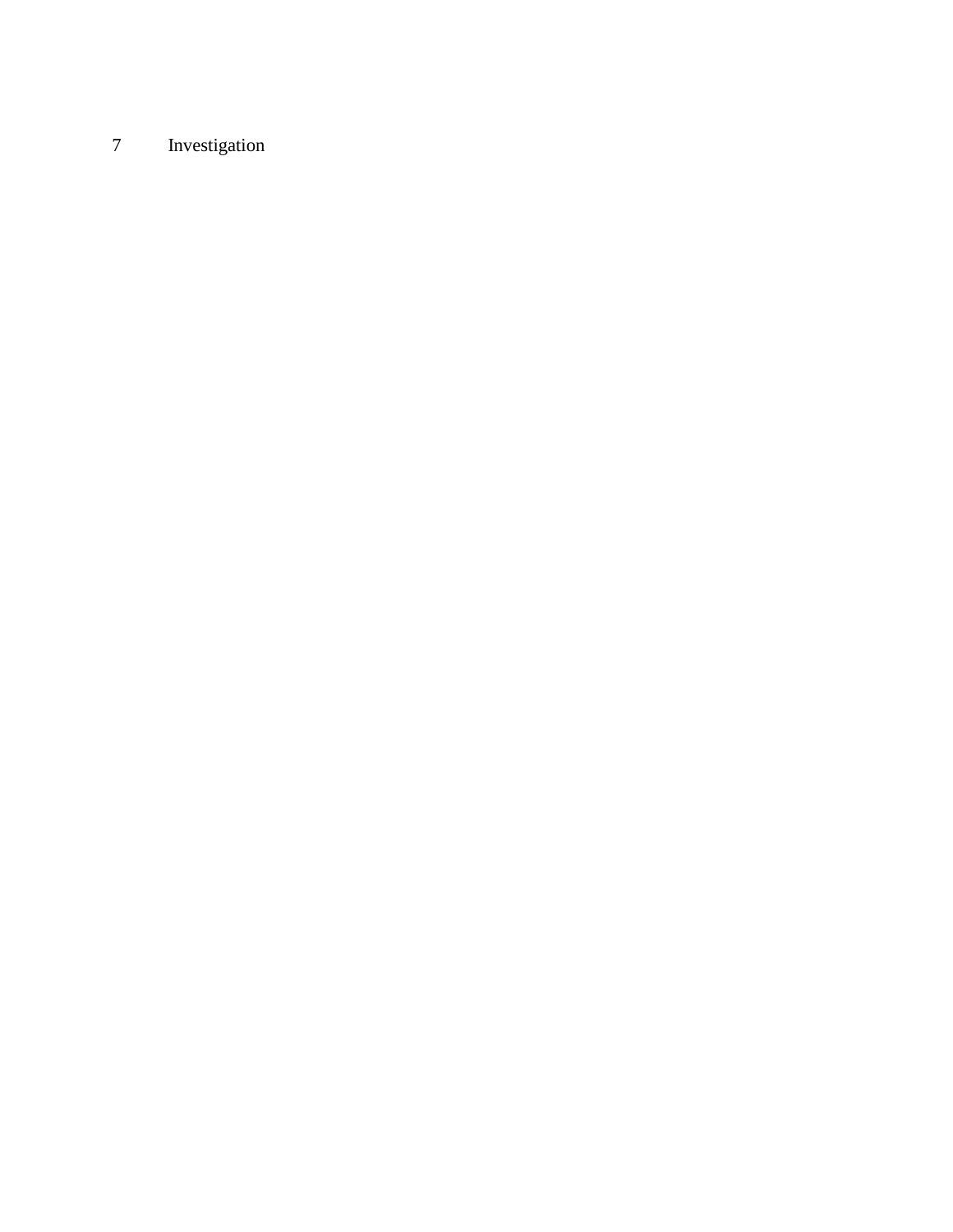# 7 Investigation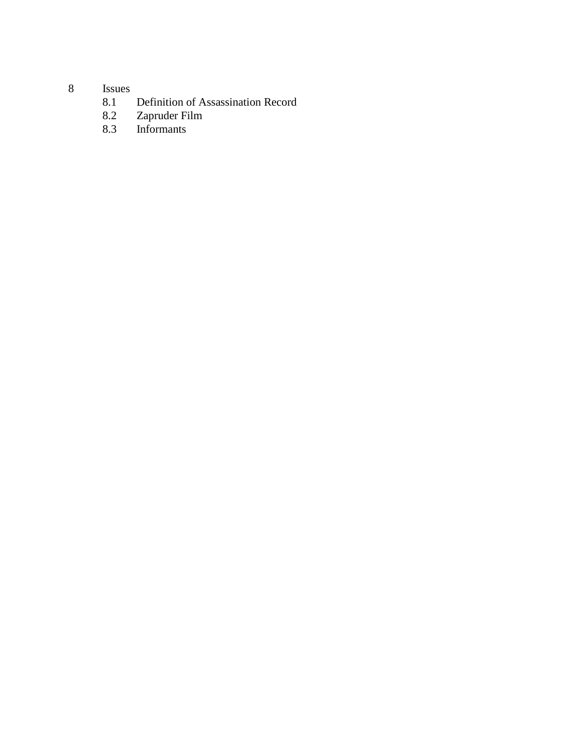8 Issues

- 8.1 Definition of Assassination Record
- 8.2 Zapruder Film
- 8.3 Informants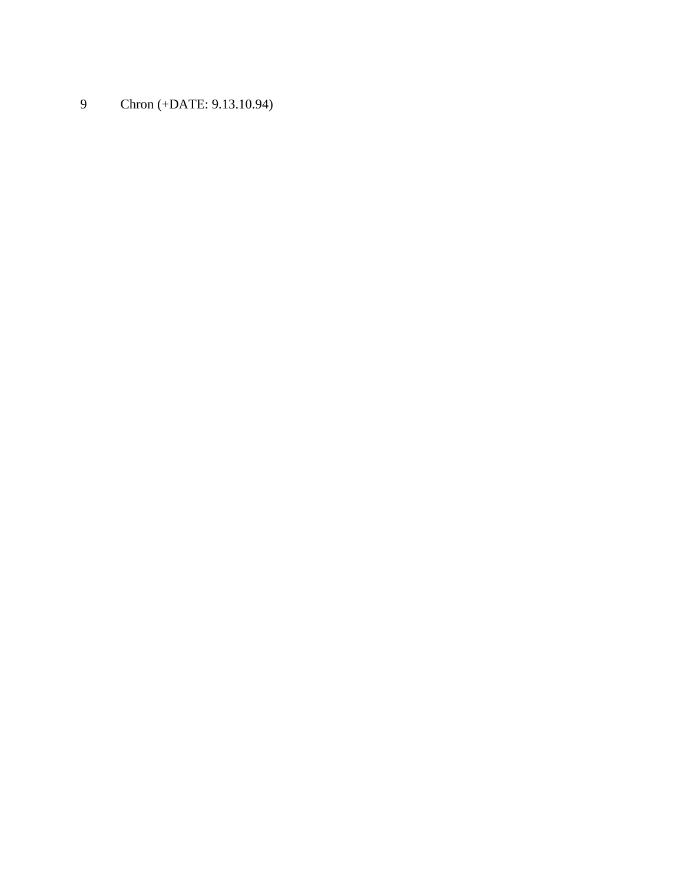9 Chron (+DATE: 9.13.10.94)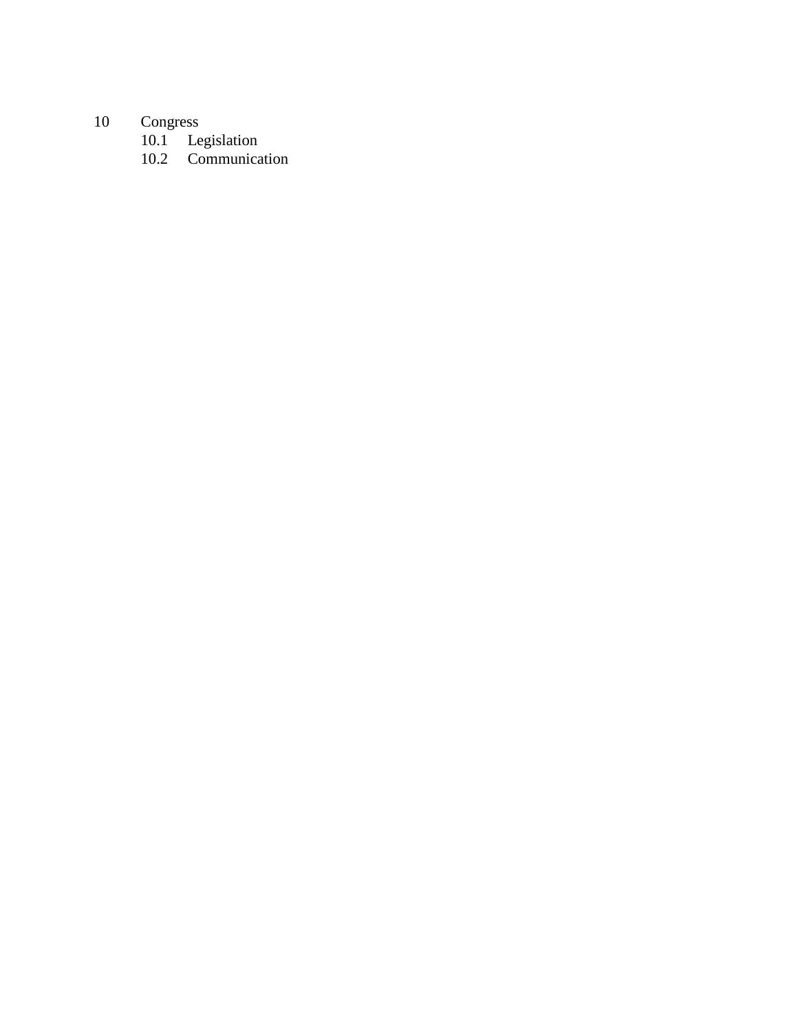10 Congress
- 10.1 Legislation
- 10.2 Communication